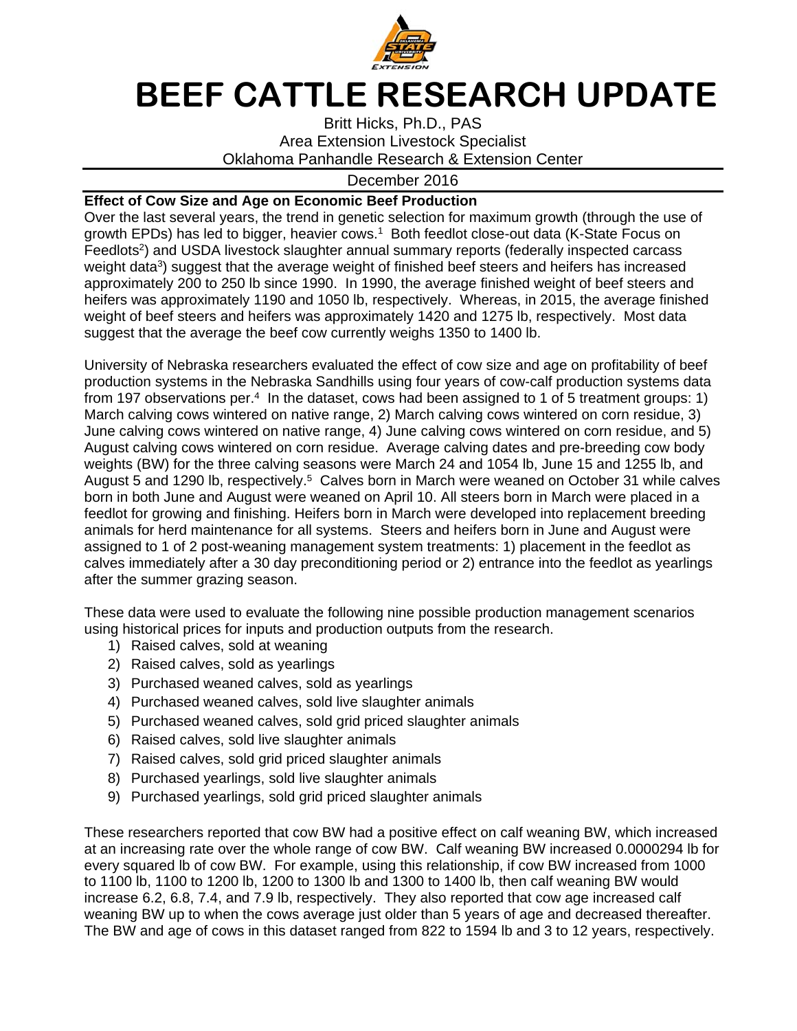# BEEF CATTLE RESEARCH UPDATE

Britt Hicks, Ph.D., PAS
Area Extension Livestock Specialist
Oklahoma Panhandle Research & Extension Center

December 2016

**Effect of Cow Size and Age on Economic Beef Production**

Over the last several years, the trend in genetic selection for maximum growth (through the use of growth EPDs) has led to bigger, heavier cows.[1] Both feedlot close-out data (K-State Focus on Feedlots[2]) and USDA livestock slaughter annual summary reports (federally inspected carcass weight data[3]) suggest that the average weight of finished beef steers and heifers has increased approximately 200 to 250 lb since 1990. In 1990, the average finished weight of beef steers and heifers was approximately 1190 and 1050 lb, respectively. Whereas, in 2015, the average finished weight of beef steers and heifers was approximately 1420 and 1275 lb, respectively. Most data suggest that the average the beef cow currently weighs 1350 to 1400 lb.

University of Nebraska researchers evaluated the effect of cow size and age on profitability of beef production systems in the Nebraska Sandhills using four years of cow-calf production systems data from 197 observations per.[4] In the dataset, cows had been assigned to 1 of 5 treatment groups: 1) March calving cows wintered on native range, 2) March calving cows wintered on corn residue, 3) June calving cows wintered on native range, 4) June calving cows wintered on corn residue, and 5) August calving cows wintered on corn residue. Average calving dates and pre-breeding cow body weights (BW) for the three calving seasons were March 24 and 1054 lb, June 15 and 1255 lb, and August 5 and 1290 lb, respectively.[5] Calves born in March were weaned on October 31 while calves born in both June and August were weaned on April 10. All steers born in March were placed in a feedlot for growing and finishing. Heifers born in March were developed into replacement breeding animals for herd maintenance for all systems. Steers and heifers born in June and August were assigned to 1 of 2 post-weaning management system treatments: 1) placement in the feedlot as calves immediately after a 30 day preconditioning period or 2) entrance into the feedlot as yearlings after the summer grazing season.

These data were used to evaluate the following nine possible production management scenarios using historical prices for inputs and production outputs from the research.

1) Raised calves, sold at weaning
2) Raised calves, sold as yearlings
3) Purchased weaned calves, sold as yearlings
4) Purchased weaned calves, sold live slaughter animals
5) Purchased weaned calves, sold grid priced slaughter animals
6) Raised calves, sold live slaughter animals
7) Raised calves, sold grid priced slaughter animals
8) Purchased yearlings, sold live slaughter animals
9) Purchased yearlings, sold grid priced slaughter animals

These researchers reported that cow BW had a positive effect on calf weaning BW, which increased at an increasing rate over the whole range of cow BW. Calf weaning BW increased 0.0000294 lb for every squared lb of cow BW. For example, using this relationship, if cow BW increased from 1000 to 1100 lb, 1100 to 1200 lb, 1200 to 1300 lb and 1300 to 1400 lb, then calf weaning BW would increase 6.2, 6.8, 7.4, and 7.9 lb, respectively. They also reported that cow age increased calf weaning BW up to when the cows average just older than 5 years of age and decreased thereafter. The BW and age of cows in this dataset ranged from 822 to 1594 lb and 3 to 12 years, respectively.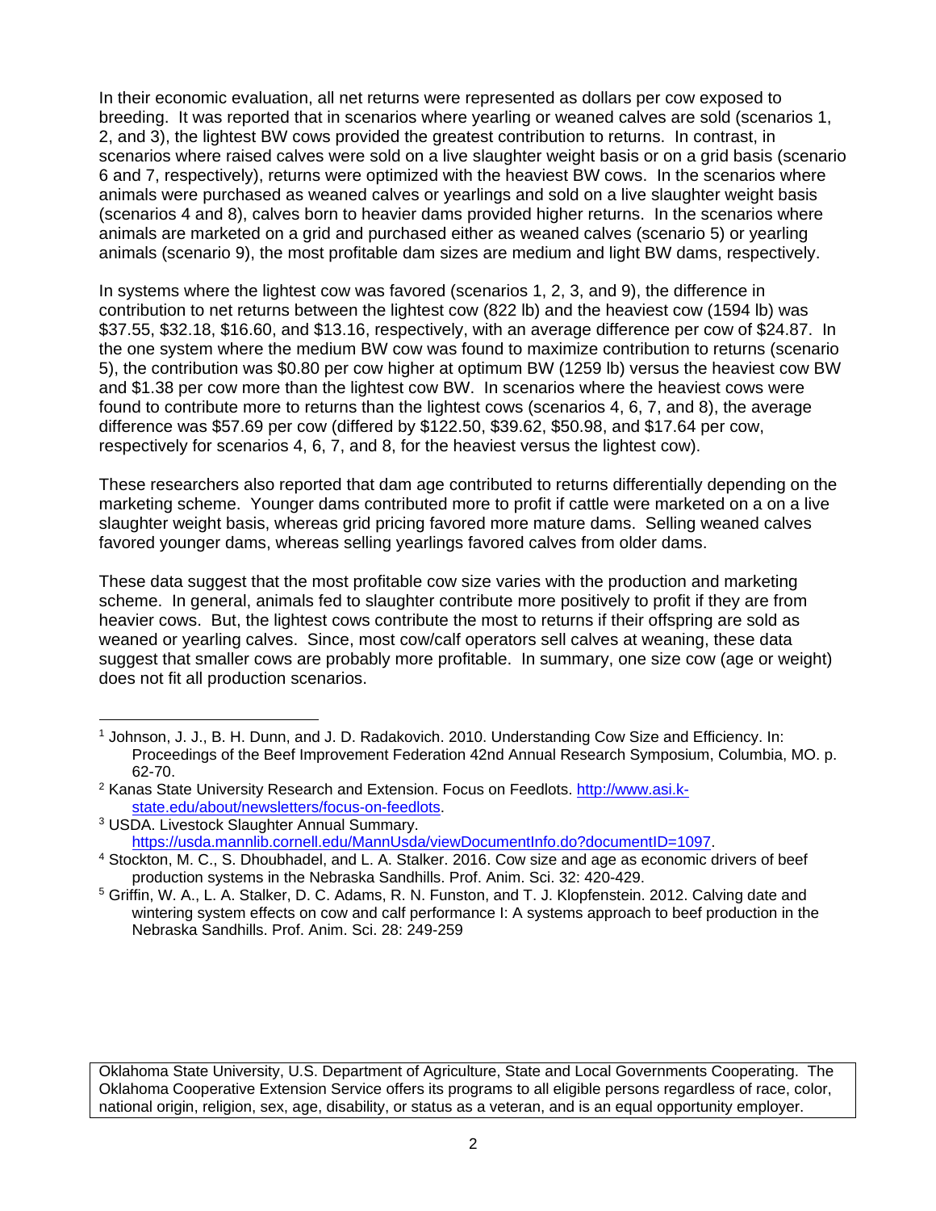In their economic evaluation, all net returns were represented as dollars per cow exposed to breeding. It was reported that in scenarios where yearling or weaned calves are sold (scenarios 1, 2, and 3), the lightest BW cows provided the greatest contribution to returns. In contrast, in scenarios where raised calves were sold on a live slaughter weight basis or on a grid basis (scenario 6 and 7, respectively), returns were optimized with the heaviest BW cows. In the scenarios where animals were purchased as weaned calves or yearlings and sold on a live slaughter weight basis (scenarios 4 and 8), calves born to heavier dams provided higher returns. In the scenarios where animals are marketed on a grid and purchased either as weaned calves (scenario 5) or yearling animals (scenario 9), the most profitable dam sizes are medium and light BW dams, respectively.

In systems where the lightest cow was favored (scenarios 1, 2, 3, and 9), the difference in contribution to net returns between the lightest cow (822 lb) and the heaviest cow (1594 lb) was $37.55, $32.18, $16.60, and $13.16, respectively, with an average difference per cow of $24.87. In the one system where the medium BW cow was found to maximize contribution to returns (scenario 5), the contribution was $0.80 per cow higher at optimum BW (1259 lb) versus the heaviest cow BW and $1.38 per cow more than the lightest cow BW. In scenarios where the heaviest cows were found to contribute more to returns than the lightest cows (scenarios 4, 6, 7, and 8), the average difference was $57.69 per cow (differed by $122.50, $39.62, $50.98, and $17.64 per cow, respectively for scenarios 4, 6, 7, and 8, for the heaviest versus the lightest cow).

These researchers also reported that dam age contributed to returns differentially depending on the marketing scheme. Younger dams contributed more to profit if cattle were marketed on a on a live slaughter weight basis, whereas grid pricing favored more mature dams. Selling weaned calves favored younger dams, whereas selling yearlings favored calves from older dams.

These data suggest that the most profitable cow size varies with the production and marketing scheme. In general, animals fed to slaughter contribute more positively to profit if they are from heavier cows. But, the lightest cows contribute the most to returns if their offspring are sold as weaned or yearling calves. Since, most cow/calf operators sell calves at weaning, these data suggest that smaller cows are probably more profitable. In summary, one size cow (age or weight) does not fit all production scenarios.

---

[1] Johnson, J. J., B. H. Dunn, and J. D. Radakovich. 2010. Understanding Cow Size and Efficiency. In: Proceedings of the Beef Improvement Federation 42nd Annual Research Symposium, Columbia, MO. p. 62-70.

[2] Kanas State University Research and Extension. Focus on Feedlots. http://www.asi.k-state.edu/about/newsletters/focus-on-feedlots.

[3] USDA. Livestock Slaughter Annual Summary. https://usda.mannlib.cornell.edu/MannUsda/viewDocumentInfo.do?documentID=1097.

[4] Stockton, M. C., S. Dhoubhadel, and L. A. Stalker. 2016. Cow size and age as economic drivers of beef production systems in the Nebraska Sandhills. Prof. Anim. Sci. 32: 420-429.

[5] Griffin, W. A., L. A. Stalker, D. C. Adams, R. N. Funston, and T. J. Klopfenstein. 2012. Calving date and wintering system effects on cow and calf performance I: A systems approach to beef production in the Nebraska Sandhills. Prof. Anim. Sci. 28: 249-259

Oklahoma State University, U.S. Department of Agriculture, State and Local Governments Cooperating. The Oklahoma Cooperative Extension Service offers its programs to all eligible persons regardless of race, color, national origin, religion, sex, age, disability, or status as a veteran, and is an equal opportunity employer.